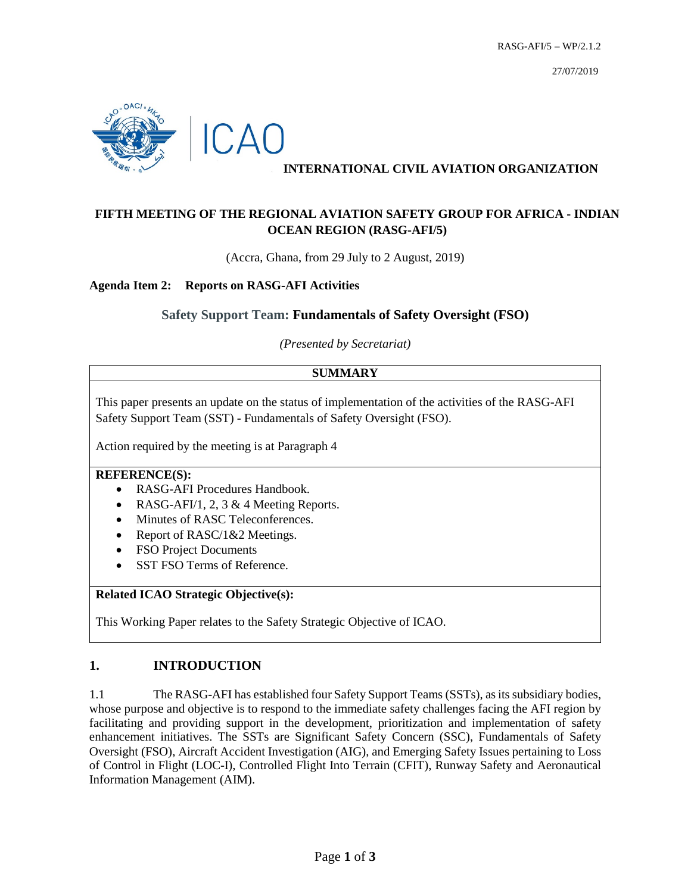RASG-AFI/5 – WP/2.1.2

27/07/2019

ICAO

**INTERNATIONAL CIVIL AVIATION ORGANIZATION**

**FIFTH MEETING OF THE REGIONAL AVIATION SAFETY GROUP FOR AFRICA - INDIAN OCEAN REGION (RASG-AFI/5)**

(Accra, Ghana, from 29 July to 2 August, 2019)

**Agenda Item 2: Reports on RASG-AFI Activities**

**Safety Support Team: Fundamentals of Safety Oversight (FSO)**

*(Presented by Secretariat)*

**SUMMARY**

This paper presents an update on the status of implementation of the activities of the RASG-AFI Safety Support Team (SST) - Fundamentals of Safety Oversight (FSO).

Action required by the meeting is at Paragraph 4

**REFERENCE(S):**

- RASG-AFI Procedures Handbook.
- RASG-AFI/1, 2, 3 & 4 Meeting Reports.
- Minutes of RASC Teleconferences.
- Report of RASC/1&2 Meetings.
- FSO Project Documents
- SST FSO Terms of Reference.

**Related ICAO Strategic Objective(s):**

This Working Paper relates to the Safety Strategic Objective of ICAO.

## 1. INTRODUCTION

1.1 The RASG-AFI has established four Safety Support Teams (SSTs), as its subsidiary bodies, whose purpose and objective is to respond to the immediate safety challenges facing the AFI region by facilitating and providing support in the development, prioritization and implementation of safety enhancement initiatives. The SSTs are Significant Safety Concern (SSC), Fundamentals of Safety Oversight (FSO), Aircraft Accident Investigation (AIG), and Emerging Safety Issues pertaining to Loss of Control in Flight (LOC-I), Controlled Flight Into Terrain (CFIT), Runway Safety and Aeronautical Information Management (AIM).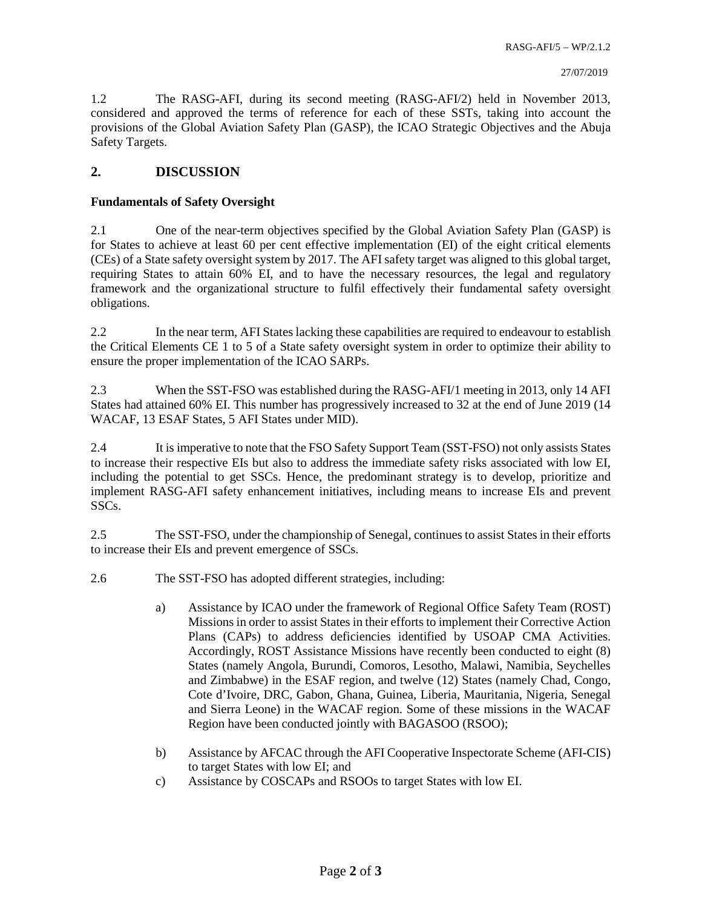1.2 The RASG-AFI, during its second meeting (RASG-AFI/2) held in November 2013, considered and approved the terms of reference for each of these SSTs, taking into account the provisions of the Global Aviation Safety Plan (GASP), the ICAO Strategic Objectives and the Abuja Safety Targets.

## 2. DISCUSSION

**Fundamentals of Safety Oversight**

2.1 One of the near-term objectives specified by the Global Aviation Safety Plan (GASP) is for States to achieve at least 60 per cent effective implementation (EI) of the eight critical elements (CEs) of a State safety oversight system by 2017. The AFI safety target was aligned to this global target, requiring States to attain 60% EI, and to have the necessary resources, the legal and regulatory framework and the organizational structure to fulfil effectively their fundamental safety oversight obligations.

2.2 In the near term, AFI States lacking these capabilities are required to endeavour to establish the Critical Elements CE 1 to 5 of a State safety oversight system in order to optimize their ability to ensure the proper implementation of the ICAO SARPs.

2.3 When the SST-FSO was established during the RASG-AFI/1 meeting in 2013, only 14 AFI States had attained 60% EI. This number has progressively increased to 32 at the end of June 2019 (14 WACAF, 13 ESAF States, 5 AFI States under MID).

2.4 It is imperative to note that the FSO Safety Support Team (SST-FSO) not only assists States to increase their respective EIs but also to address the immediate safety risks associated with low EI, including the potential to get SSCs. Hence, the predominant strategy is to develop, prioritize and implement RASG-AFI safety enhancement initiatives, including means to increase EIs and prevent SSCs.

2.5 The SST-FSO, under the championship of Senegal, continues to assist States in their efforts to increase their EIs and prevent emergence of SSCs.

2.6 The SST-FSO has adopted different strategies, including:

a) Assistance by ICAO under the framework of Regional Office Safety Team (ROST) Missions in order to assist States in their efforts to implement their Corrective Action Plans (CAPs) to address deficiencies identified by USOAP CMA Activities. Accordingly, ROST Assistance Missions have recently been conducted to eight (8) States (namely Angola, Burundi, Comoros, Lesotho, Malawi, Namibia, Seychelles and Zimbabwe) in the ESAF region, and twelve (12) States (namely Chad, Congo, Cote d'Ivoire, DRC, Gabon, Ghana, Guinea, Liberia, Mauritania, Nigeria, Senegal and Sierra Leone) in the WACAF region. Some of these missions in the WACAF Region have been conducted jointly with BAGASOO (RSOO);

b) Assistance by AFCAC through the AFI Cooperative Inspectorate Scheme (AFI-CIS) to target States with low EI; and

c) Assistance by COSCAPs and RSOOs to target States with low EI.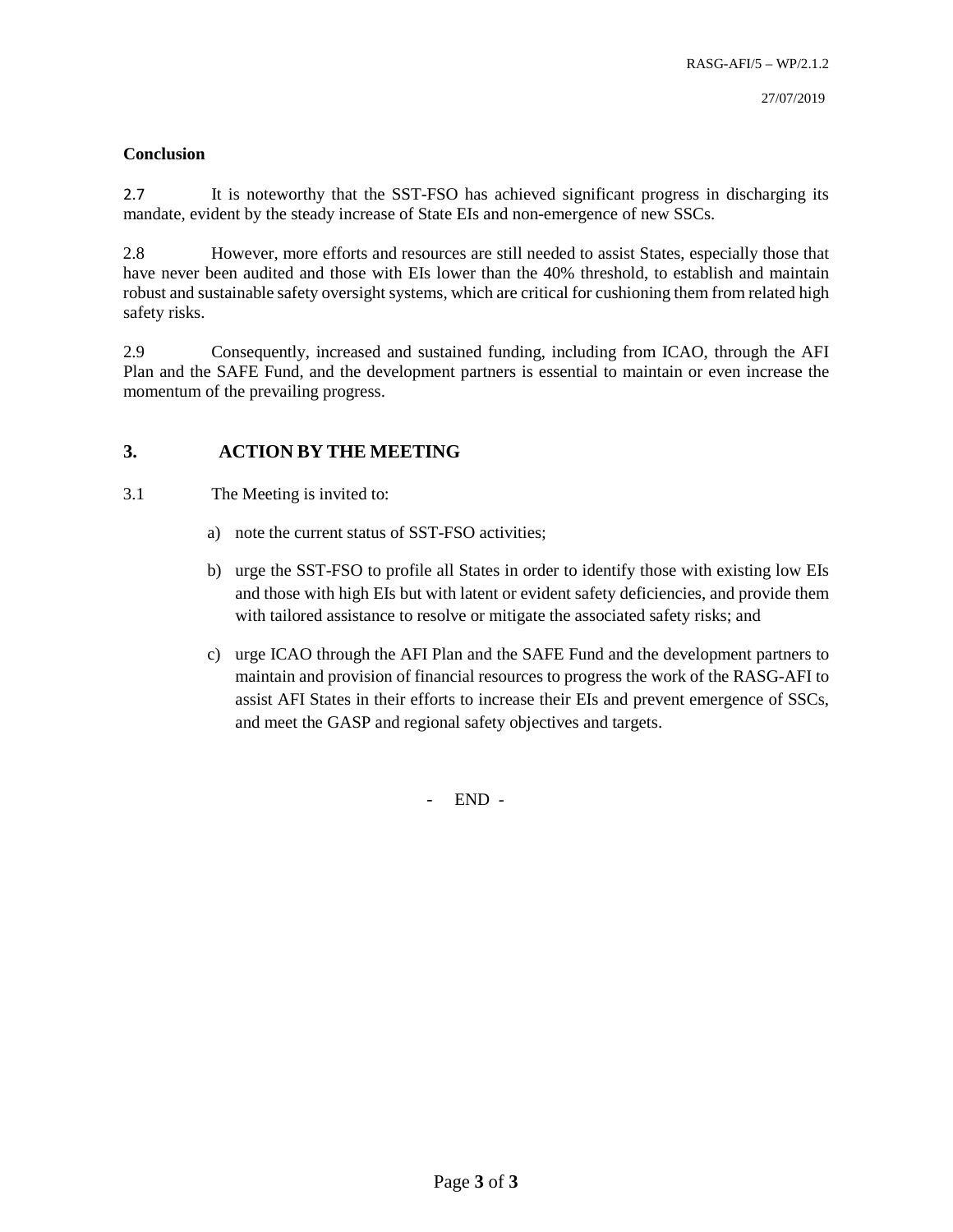**Conclusion**

2.7 It is noteworthy that the SST-FSO has achieved significant progress in discharging its mandate, evident by the steady increase of State EIs and non-emergence of new SSCs.

2.8 However, more efforts and resources are still needed to assist States, especially those that have never been audited and those with EIs lower than the 40% threshold, to establish and maintain robust and sustainable safety oversight systems, which are critical for cushioning them from related high safety risks.

2.9 Consequently, increased and sustained funding, including from ICAO, through the AFI Plan and the SAFE Fund, and the development partners is essential to maintain or even increase the momentum of the prevailing progress.

## 3. ACTION BY THE MEETING

3.1 The Meeting is invited to:

a) note the current status of SST-FSO activities;

b) urge the SST-FSO to profile all States in order to identify those with existing low EIs and those with high EIs but with latent or evident safety deficiencies, and provide them with tailored assistance to resolve or mitigate the associated safety risks; and

c) urge ICAO through the AFI Plan and the SAFE Fund and the development partners to maintain and provision of financial resources to progress the work of the RASG-AFI to assist AFI States in their efforts to increase their EIs and prevent emergence of SSCs, and meet the GASP and regional safety objectives and targets.

- END -